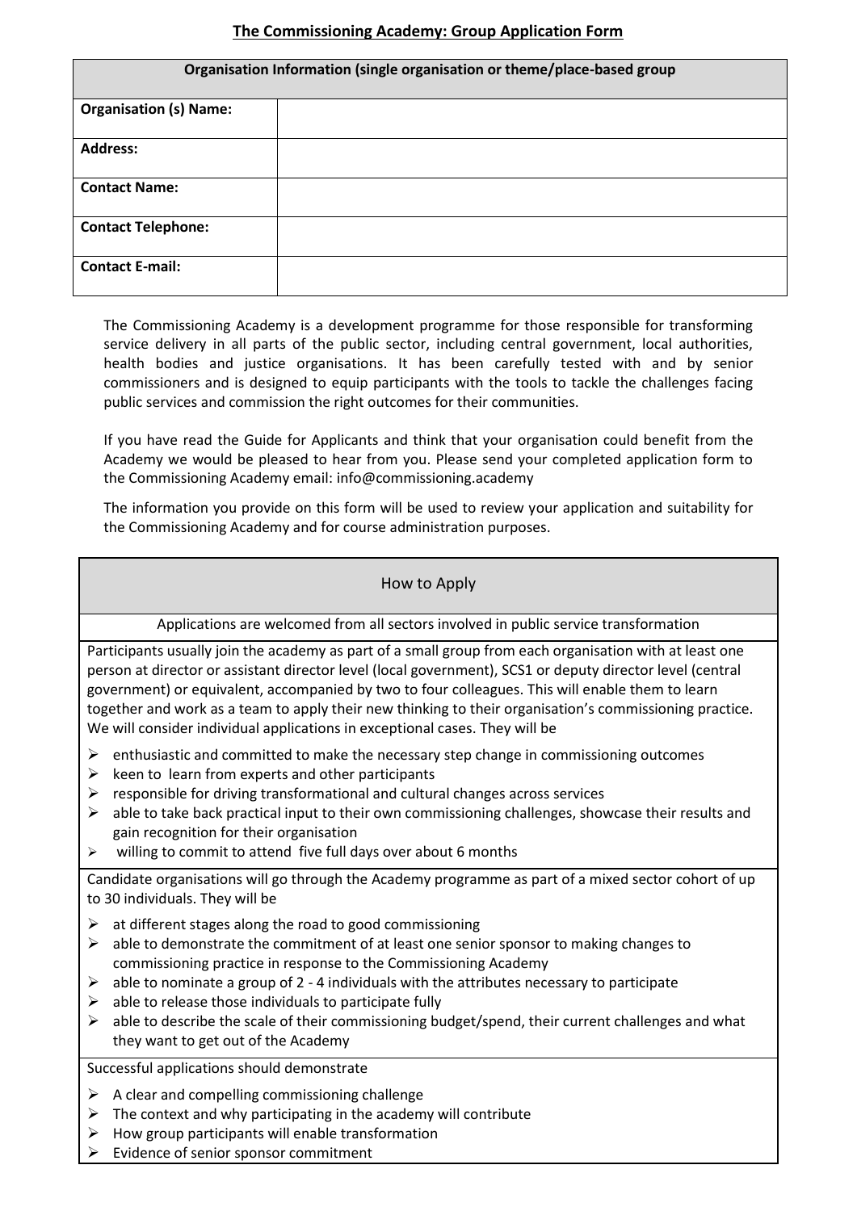# The Commissioning Academy: Group Application Form

| Organisation Information (single organisation or theme/place-based group | |
|---|---|
| **Organisation (s) Name:** | |
| **Address:** | |
| **Contact Name:** | |
| **Contact Telephone:** | |
| **Contact E-mail:** | |

The Commissioning Academy is a development programme for those responsible for transforming service delivery in all parts of the public sector, including central government, local authorities, health bodies and justice organisations. It has been carefully tested with and by senior commissioners and is designed to equip participants with the tools to tackle the challenges facing public services and commission the right outcomes for their communities.

If you have read the Guide for Applicants and think that your organisation could benefit from the Academy we would be pleased to hear from you. Please send your completed application form to the Commissioning Academy email: info@commissioning.academy

The information you provide on this form will be used to review your application and suitability for the Commissioning Academy and for course administration purposes.

## How to Apply

Applications are welcomed from all sectors involved in public service transformation

Participants usually join the academy as part of a small group from each organisation with at least one person at director or assistant director level (local government), SCS1 or deputy director level (central government) or equivalent, accompanied by two to four colleagues. This will enable them to learn together and work as a team to apply their new thinking to their organisation's commissioning practice. We will consider individual applications in exceptional cases. They will be

- enthusiastic and committed to make the necessary step change in commissioning outcomes
- keen to learn from experts and other participants
- responsible for driving transformational and cultural changes across services
- able to take back practical input to their own commissioning challenges, showcase their results and gain recognition for their organisation
- willing to commit to attend five full days over about 6 months

Candidate organisations will go through the Academy programme as part of a mixed sector cohort of up to 30 individuals. They will be

- at different stages along the road to good commissioning
- able to demonstrate the commitment of at least one senior sponsor to making changes to commissioning practice in response to the Commissioning Academy
- able to nominate a group of 2 - 4 individuals with the attributes necessary to participate
- able to release those individuals to participate fully
- able to describe the scale of their commissioning budget/spend, their current challenges and what they want to get out of the Academy

Successful applications should demonstrate

- A clear and compelling commissioning challenge
- The context and why participating in the academy will contribute
- How group participants will enable transformation
- Evidence of senior sponsor commitment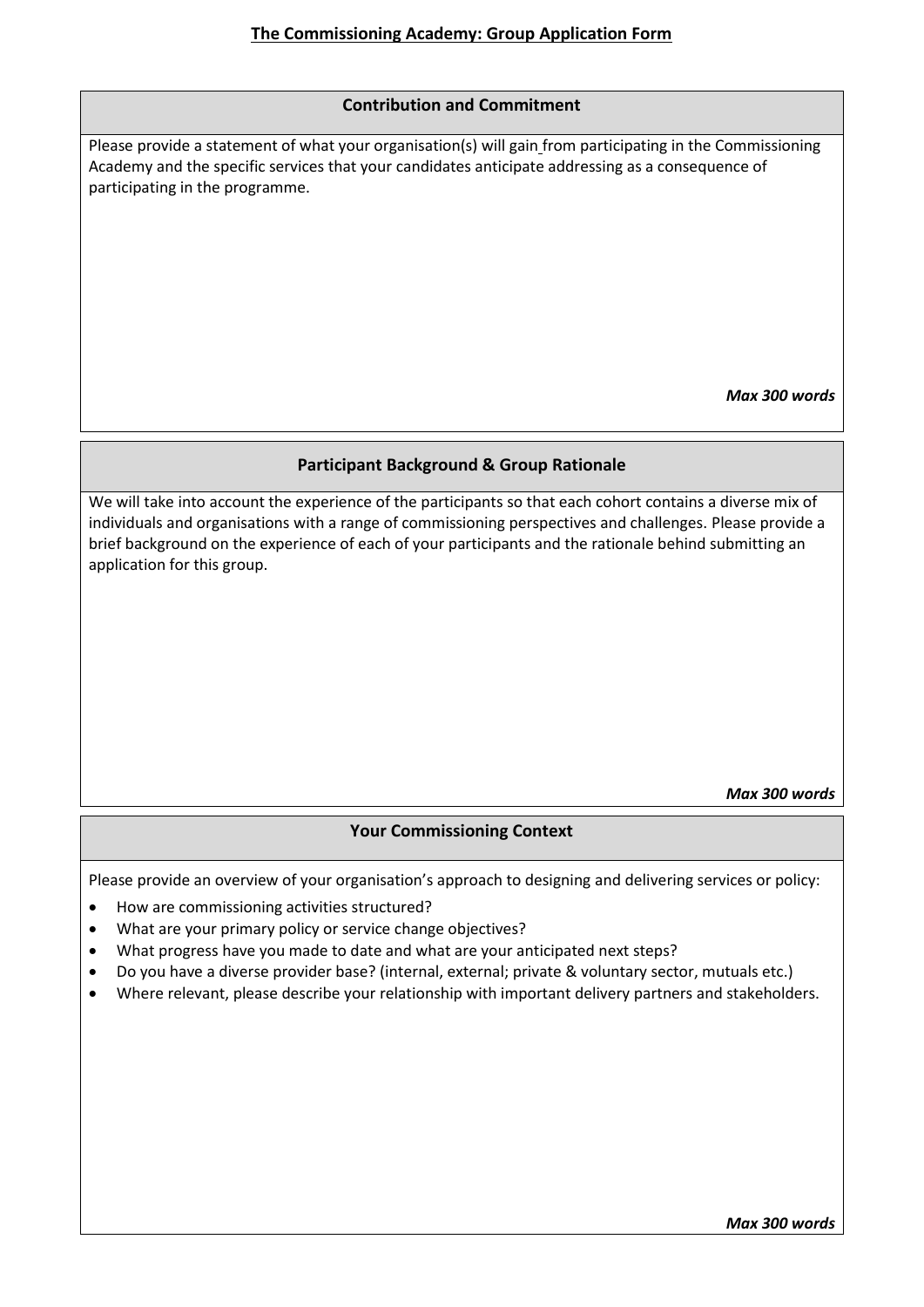## The Commissioning Academy: Group Application Form

### Contribution and Commitment

Please provide a statement of what your organisation(s) will gain from participating in the Commissioning Academy and the specific services that your candidates anticipate addressing as a consequence of participating in the programme.

***Max 300 words***

### Participant Background & Group Rationale

We will take into account the experience of the participants so that each cohort contains a diverse mix of individuals and organisations with a range of commissioning perspectives and challenges. Please provide a brief background on the experience of each of your participants and the rationale behind submitting an application for this group.

***Max 300 words***

### Your Commissioning Context

Please provide an overview of your organisation's approach to designing and delivering services or policy:

- How are commissioning activities structured?
- What are your primary policy or service change objectives?
- What progress have you made to date and what are your anticipated next steps?
- Do you have a diverse provider base? (internal, external; private & voluntary sector, mutuals etc.)
- Where relevant, please describe your relationship with important delivery partners and stakeholders.

***Max 300 words***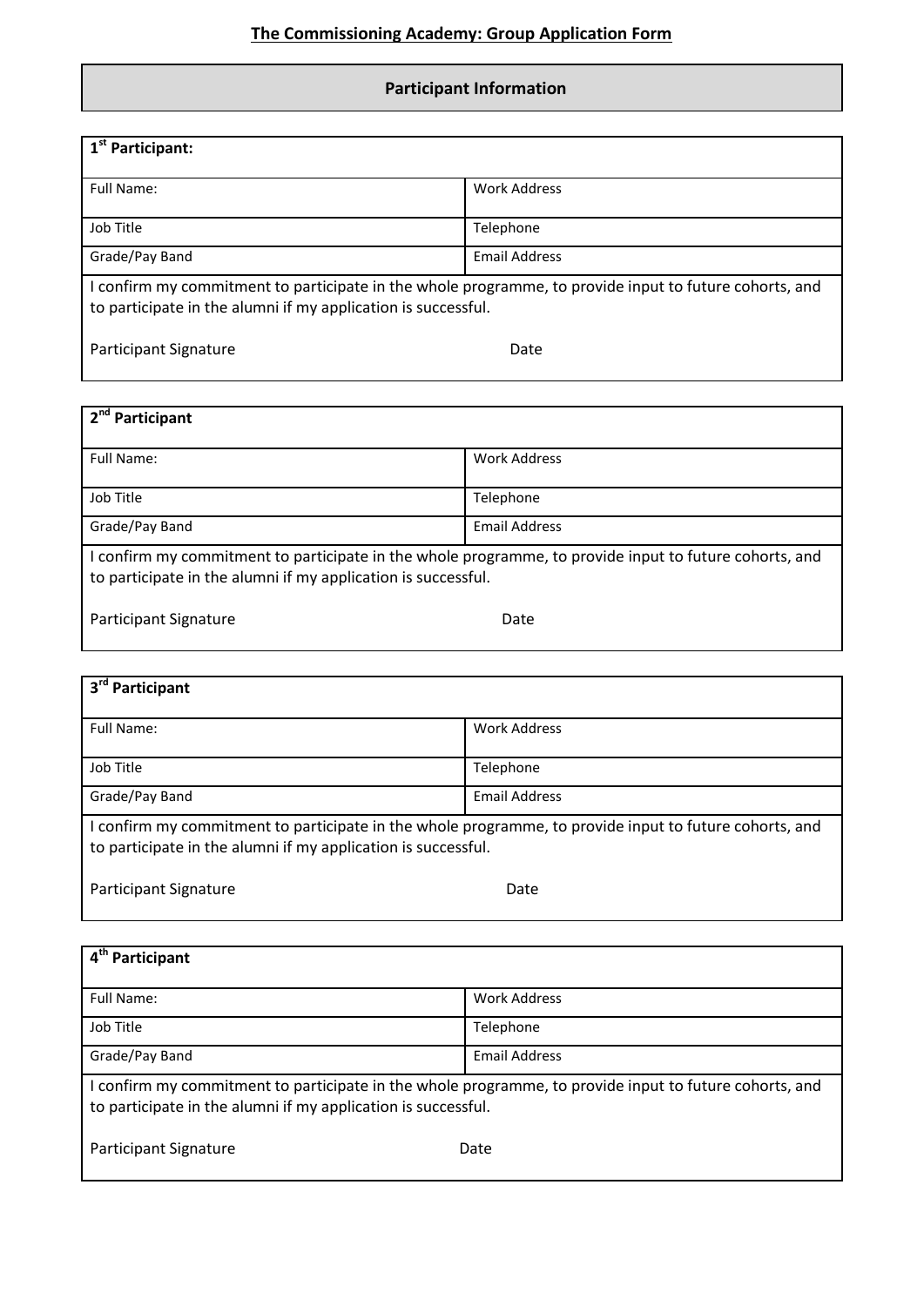## The Commissioning Academy: Group Application Form

### Participant Information

| 1st Participant: | |
|---|---|
| Full Name: | Work Address |
| Job Title | Telephone |
| Grade/Pay Band | Email Address |

I confirm my commitment to participate in the whole programme, to provide input to future cohorts, and to participate in the alumni if my application is successful.

Participant Signature                                        Date

| 2nd Participant | |
|---|---|
| Full Name: | Work Address |
| Job Title | Telephone |
| Grade/Pay Band | Email Address |

I confirm my commitment to participate in the whole programme, to provide input to future cohorts, and to participate in the alumni if my application is successful.

Participant Signature                                        Date

| 3rd Participant | |
|---|---|
| Full Name: | Work Address |
| Job Title | Telephone |
| Grade/Pay Band | Email Address |

I confirm my commitment to participate in the whole programme, to provide input to future cohorts, and to participate in the alumni if my application is successful.

Participant Signature                                        Date

| 4th Participant | |
|---|---|
| Full Name: | Work Address |
| Job Title | Telephone |
| Grade/Pay Band | Email Address |

I confirm my commitment to participate in the whole programme, to provide input to future cohorts, and to participate in the alumni if my application is successful.

Participant Signature                                        Date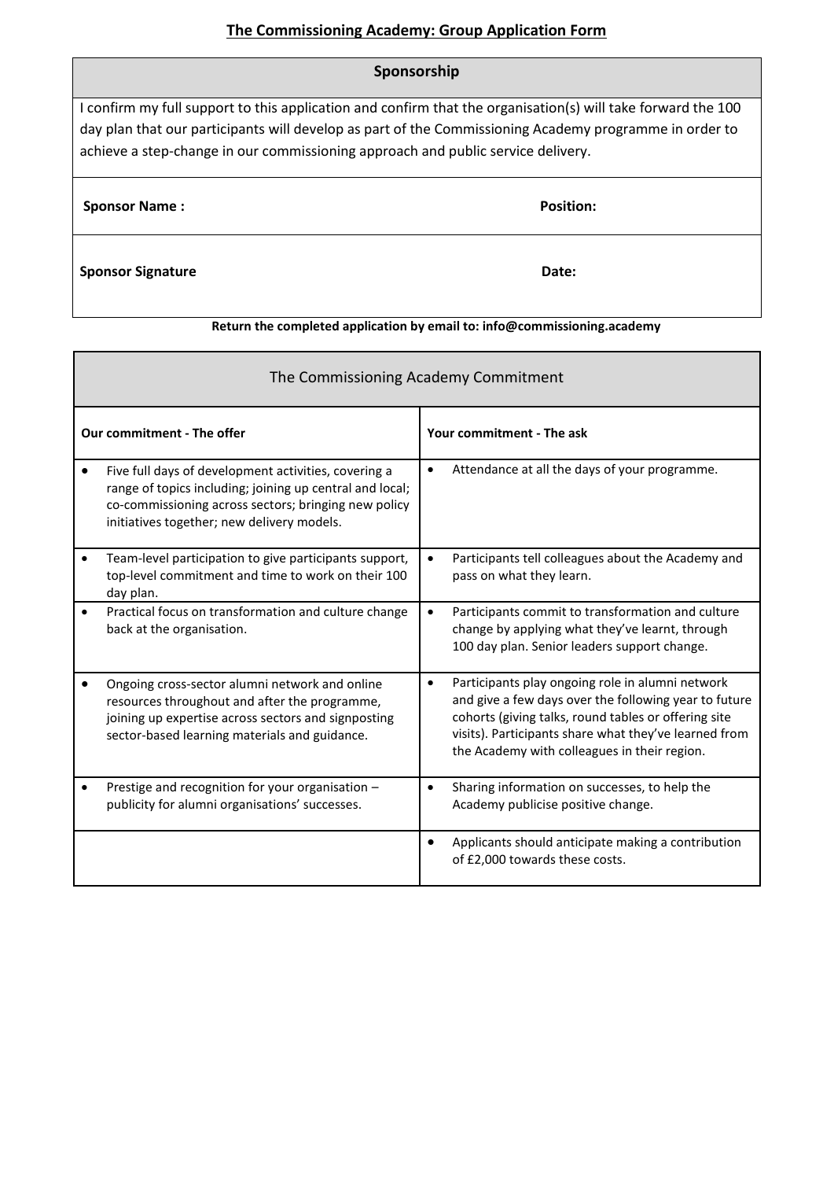## The Commissioning Academy: Group Application Form

| Sponsorship | |
|---|---|
| I confirm my full support to this application and confirm that the organisation(s) will take forward the 100 day plan that our participants will develop as part of the Commissioning Academy programme in order to achieve a step-change in our commissioning approach and public service delivery. | |
| **Sponsor Name :** | **Position:** |
| **Sponsor Signature** | **Date:** |

**Return the completed application by email to: info@commissioning.academy**

| The Commissioning Academy Commitment | |
|---|---|
| **Our commitment - The offer** | **Your commitment - The ask** |
| • Five full days of development activities, covering a range of topics including; joining up central and local; co-commissioning across sectors; bringing new policy initiatives together; new delivery models. | • Attendance at all the days of your programme. |
| • Team-level participation to give participants support, top-level commitment and time to work on their 100 day plan. | • Participants tell colleagues about the Academy and pass on what they learn. |
| • Practical focus on transformation and culture change back at the organisation. | • Participants commit to transformation and culture change by applying what they've learnt, through 100 day plan. Senior leaders support change. |
| • Ongoing cross-sector alumni network and online resources throughout and after the programme, joining up expertise across sectors and signposting sector-based learning materials and guidance. | • Participants play ongoing role in alumni network and give a few days over the following year to future cohorts (giving talks, round tables or offering site visits). Participants share what they've learned from the Academy with colleagues in their region. |
| • Prestige and recognition for your organisation – publicity for alumni organisations' successes. | • Sharing information on successes, to help the Academy publicise positive change. |
| | • Applicants should anticipate making a contribution of £2,000 towards these costs. |